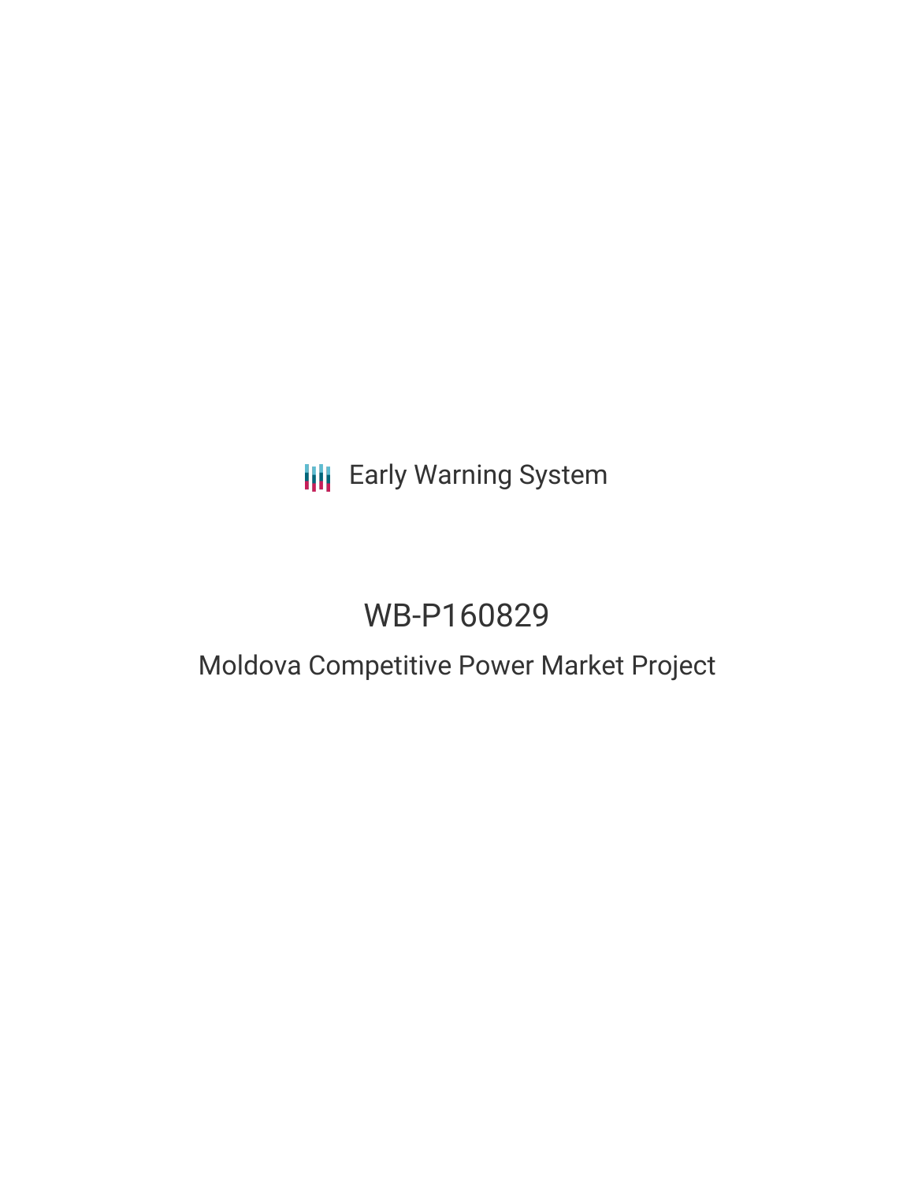Early Warning System

# WB-P160829

## Moldova Competitive Power Market Project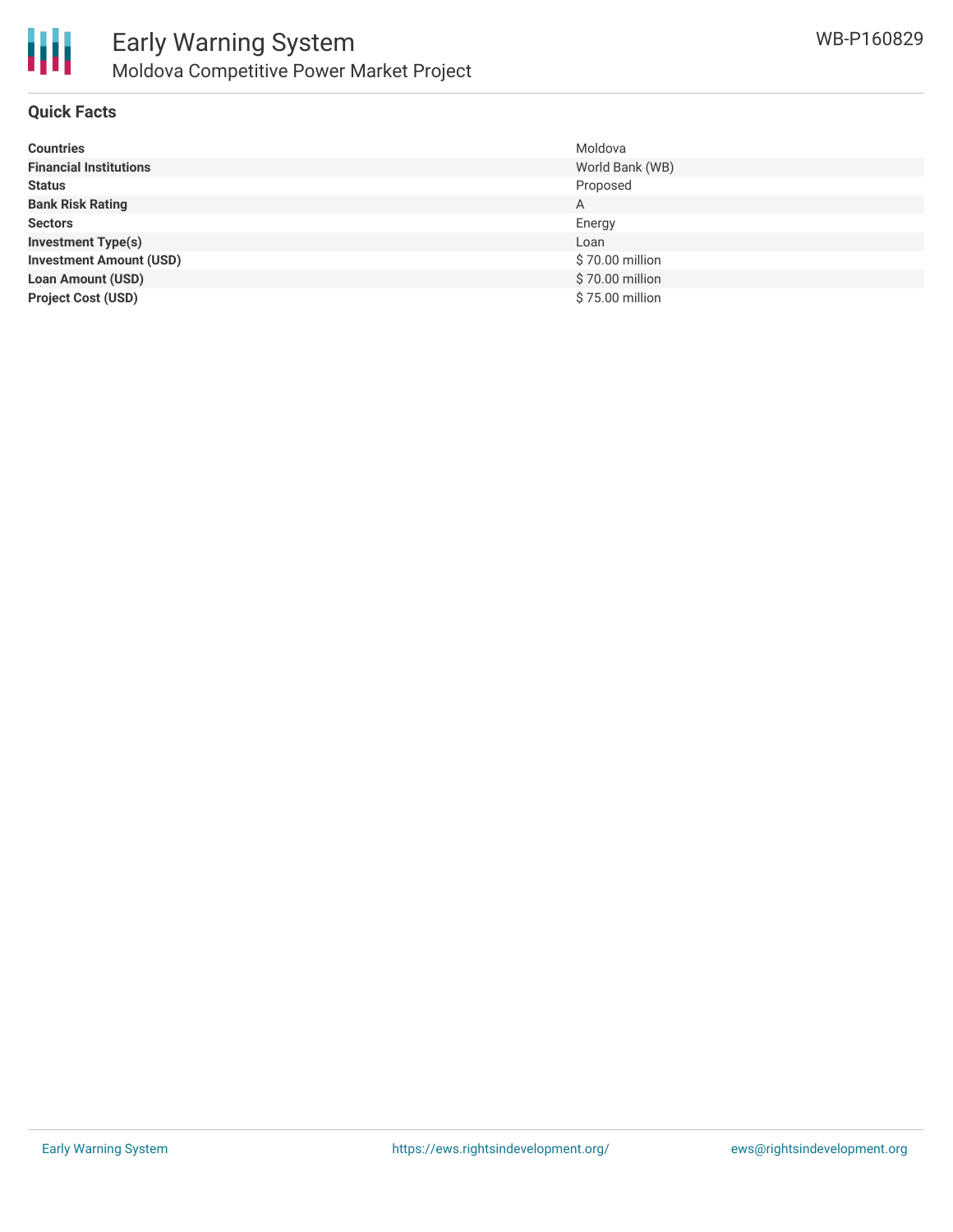# Early Warning System

## Moldova Competitive Power Market Project

WB-P160829

### Quick Facts

| | |
|---|---|
| **Countries** | Moldova |
| **Financial Institutions** | World Bank (WB) |
| **Status** | Proposed |
| **Bank Risk Rating** | A |
| **Sectors** | Energy |
| **Investment Type(s)** | Loan |
| **Investment Amount (USD)** | $ 70.00 million |
| **Loan Amount (USD)** | $ 70.00 million |
| **Project Cost (USD)** | $ 75.00 million |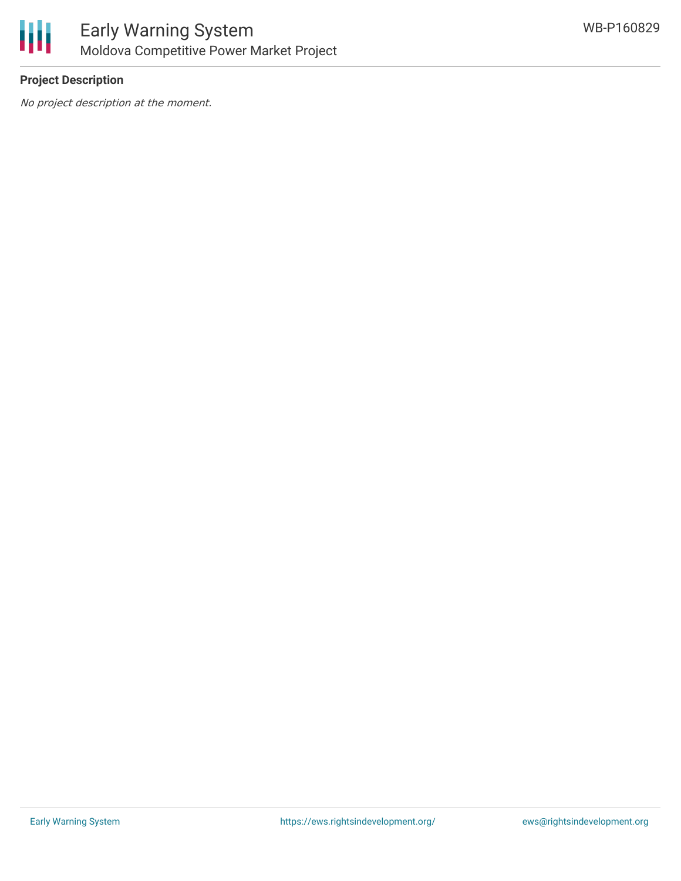**Project Description**

*No project description at the moment.*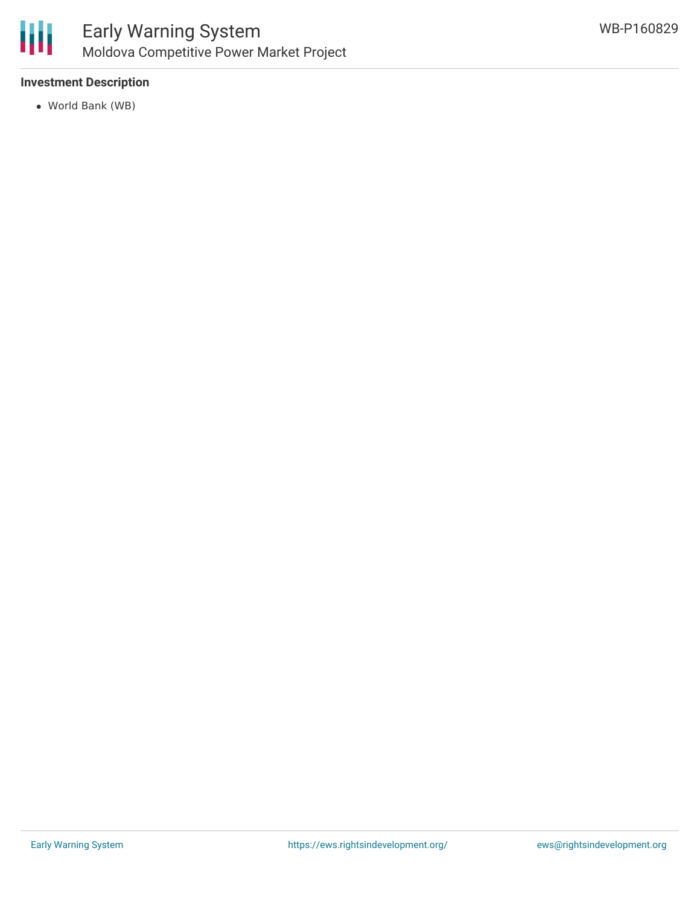**Investment Description**

- World Bank (WB)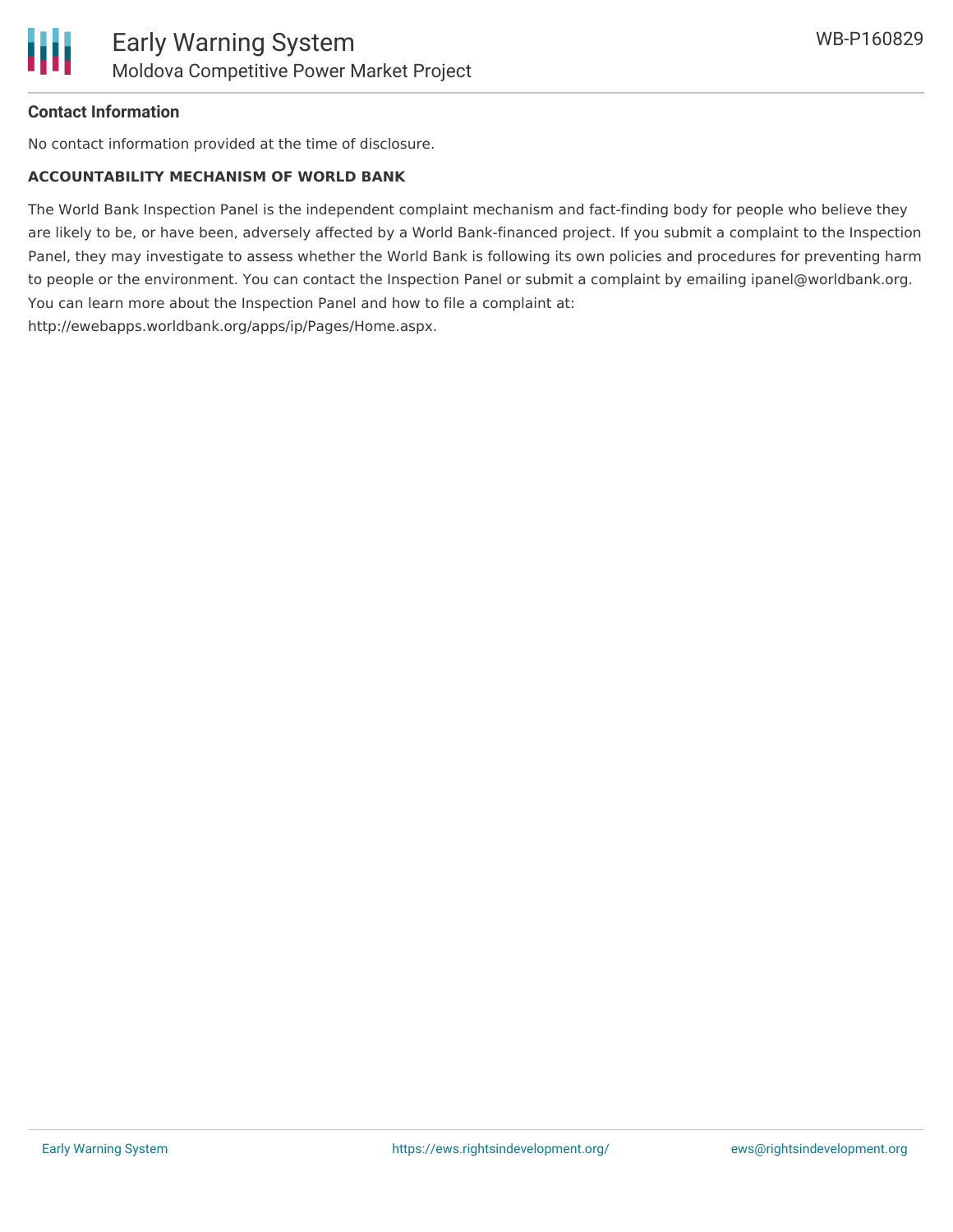**Contact Information**

No contact information provided at the time of disclosure.

**ACCOUNTABILITY MECHANISM OF WORLD BANK**

The World Bank Inspection Panel is the independent complaint mechanism and fact-finding body for people who believe they are likely to be, or have been, adversely affected by a World Bank-financed project. If you submit a complaint to the Inspection Panel, they may investigate to assess whether the World Bank is following its own policies and procedures for preventing harm to people or the environment. You can contact the Inspection Panel or submit a complaint by emailing ipanel@worldbank.org. You can learn more about the Inspection Panel and how to file a complaint at: http://ewebapps.worldbank.org/apps/ip/Pages/Home.aspx.